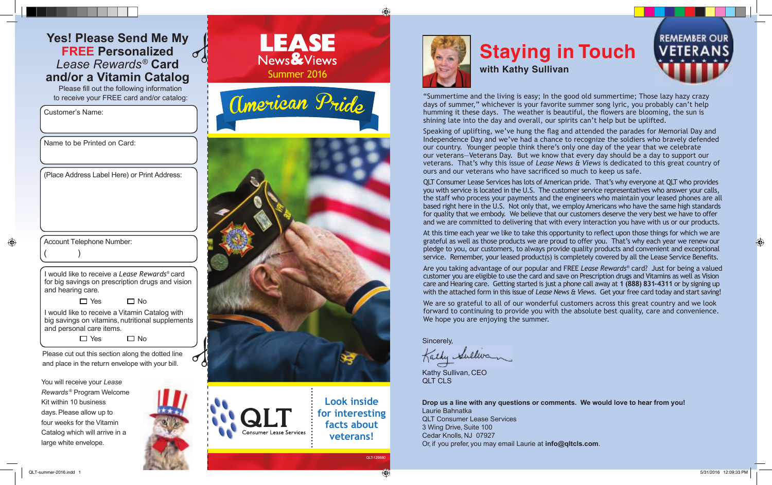# Yes! Please Send Me My FREE Personalized *Lease Rewards*® Card and/or a Vitamin Catalog

Please fill out the following information to receive your FREE card and/or catalog:

Customer's Name:

Name to be Printed on Card:

(Place Address Label Here) or Print Address:

Account Telephone Number:
(        )

I would like to receive a *Lease Rewards*® card for big savings on prescription drugs and vision and hearing care.

☐ Yes  ☐ No

I would like to receive a Vitamin Catalog with big savings on vitamins, nutritional supplements and personal care items.

☐ Yes  ☐ No

Please cut out this section along the dotted line and place in the return envelope with your bill.

You will receive your *Lease Rewards*® Program Welcome Kit within 10 business days. Please allow up to four weeks for the Vitamin Catalog which will arrive in a large white envelope.

# LEASE News&Views

Summer 2016

## American Pride

QLT Consumer Lease Services

Look inside for interesting facts about veterans!

QLT-129880

# Staying in Touch

### with Kathy Sullivan

REMEMBER OUR VETERANS

"Summertime and the living is easy; In the good old summertime; Those lazy hazy crazy days of summer," whichever is your favorite summer song lyric, you probably can't help humming it these days. The weather is beautiful, the flowers are blooming, the sun is shining late into the day and overall, our spirits can't help but be uplifted.

Speaking of uplifting, we've hung the flag and attended the parades for Memorial Day and Independence Day and we've had a chance to recognize the soldiers who bravely defended our country. Younger people think there's only one day of the year that we celebrate our veterans—Veterans Day. But we know that every day should be a day to support our veterans. That's why this issue of *Lease News & Views* is dedicated to this great country of ours and our veterans who have sacrificed so much to keep us safe.

QLT Consumer Lease Services has lots of American pride. That's why everyone at QLT who provides you with service is located in the U.S. The customer service representatives who answer your calls, the staff who process your payments and the engineers who maintain your leased phones are all based right here in the U.S. Not only that, we employ Americans who have the same high standards for quality that we embody. We believe that our customers deserve the very best we have to offer and we are committed to delivering that with every interaction you have with us or our products.

At this time each year we like to take this opportunity to reflect upon those things for which we are grateful as well as those products we are proud to offer you. That's why each year we renew our pledge to you, our customers, to always provide quality products and convenient and exceptional service. Remember, your leased product(s) is completely covered by all the Lease Service Benefits.

Are you taking advantage of our popular and FREE *Lease Rewards*® card? Just for being a valued customer you are eligible to use the card and save on Prescription drugs and Vitamins as well as Vision care and Hearing care. Getting started is just a phone call away at **1 (888) 831-4311** or by signing up with the attached form in this issue of *Lease News & Views*. Get your free card today and start saving!

We are so grateful to all of our wonderful customers across this great country and we look forward to continuing to provide you with the absolute best quality, care and convenience. We hope you are enjoying the summer.

Sincerely,

Kathy Sullivan

Kathy Sullivan, CEO
QLT CLS

**Drop us a line with any questions or comments. We would love to hear from you!**
Laurie Bahnatka
QLT Consumer Lease Services
3 Wing Drive, Suite 100
Cedar Knolls, NJ 07927
Or, if you prefer, you may email Laurie at **info@qltcls.com**.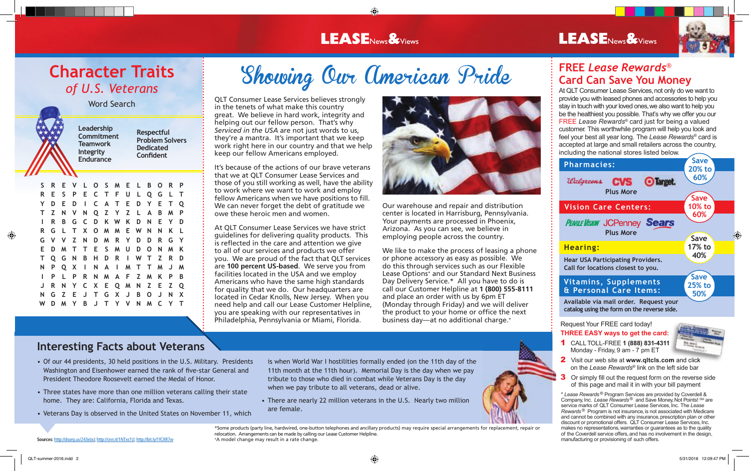# Character Traits
## *of U.S. Veterans*

Word Search

| | |
|---|---|
| Leadership | Respectful |
| Commitment | Problem Solvers |
| Teamwork | Dedicated |
| Integrity | Confident |
| Endurance | |

```
S R E V L O S M E L B O R P
R E S P E C T F U L Q G L T
Y D E D I C A T E D Y E T Q
T Z N V N Q Z Y Z L A B M P
I R B G C D K W K D N E Y D
R G L T X O M M E W N N K L
G V V Z N D M R Y D D R G Y
E D M T T E S M U D O N M K
T Q G N B H D R I W T Z R D
N P Q X I N A I M T T M J M
I P L P R N M A F Z M K P B
J R N Y C X E Q M N Z E Z Q
N G Z E J T G X J B O J N X
W D M Y B J T Y V N M C Y T
```

# Showing Our American Pride

QLT Consumer Lease Services believes strongly in the tenets of what make this country great. We believe in hard work, integrity and helping out our fellow person. That's why *Serviced in the USA* are not just words to us, they're a mantra. It's important that we keep work right here in our country and that we help keep our fellow Americans employed.

It's because of the actions of our brave veterans that we at QLT Consumer Lease Services and those of you still working as well, have the ability to work where we want to work and employ fellow Americans when we have positions to fill. We can never forget the debt of gratitude we owe these heroic men and women.

At QLT Consumer Lease Services we have strict guidelines for delivering quality products. This is reflected in the care and attention we give to all of our services and products we offer you. We are proud of the fact that QLT services are **100 percent US-based**. We serve you from facilities located in the USA and we employ Americans who have the same high standards for quality that we do. Our headquarters are located in Cedar Knolls, New Jersey. When you need help and call our Lease Customer Helpline, you are speaking with our representatives in Philadelphia, Pennsylvania or Miami, Florida.

Our warehouse and repair and distribution center is located in Harrisburg, Pennsylvania. Your payments are processed in Phoenix, Arizona. As you can see, we believe in employing people across the country.

We like to make the process of leasing a phone or phone accessory as easy as possible. We do this through services such as our Flexible Lease Options+ and our Standard Next Business Day Delivery Service.* All you have to do is call our Customer Helpline at **1 (800) 555-8111** and place an order with us by 6pm ET (Monday through Friday) and we will deliver the product to your home or office the next business day—at no additional charge.+

## Interesting Facts about Veterans

- Of our 44 presidents, 30 held positions in the U.S. Military. Presidents Washington and Eisenhower earned the rank of five-star General and President Theodore Roosevelt earned the Medal of Honor.
- Three states have more than one million veterans calling their state home. They are: California, Florida and Texas.
- Veterans Day is observed in the United States on November 11, which is when World War I hostilities formally ended (on the 11th day of the 11th month at the 11th hour). Memorial Day is the day when we pay tribute to those who died in combat while Veterans Day is the day when we pay tribute to all veterans, dead or alive.
- There are nearly 22 million veterans in the U.S. Nearly two million are female.

Sources: http://dsorg.us/243eJxJ; http://cnn.it/1NTxs1U; http://bit.ly/1fCXR7w

*Some products (party line, hardwired, one-button telephones and ancillary products) may require special arrangements for replacement, repair or relocation. Arrangements can be made by calling our Lease Customer Helpline.
+A model change may result in a rate change.

# FREE *Lease Rewards*® Card Can Save You Money

At QLT Consumer Lease Services, not only do we want to provide you with leased phones and accessories to help you stay in touch with your loved ones, we also want to help you be the healthiest you possible. That's why we offer you our FREE *Lease Rewards*® card just for being a valued customer. This worthwhile program will help you look and feel your best all year long. The *Lease Rewards*® card is accepted at large and small retailers across the country, including the national stores listed below.

**Pharmacies:** Save 20% to 60%
Walgreens, CVS, Target
Plus More

**Vision Care Centers:** Save 10% to 60%
Pearle Vision, JCPenney, Sears
Plus More

**Hearing:** Save 17% to 40%
Hear USA Participating Providers.
Call for locations closest to you.

**Vitamins, Supplements & Personal Care Items:** Save 25% to 50%
Available via mail order. Request your catalog using the form on the reverse side.

Request Your FREE card today!

**THREE EASY ways to get the card:**

1. CALL TOLL-FREE **1 (888) 831-4311**
   Monday - Friday, 9 am - 7 pm ET
2. Visit our web site at **www.qltcls.com** and click on the *Lease Rewards*® link on the left side bar
3. Or simply fill out the request form on the reverse side of this page and mail it in with your bill payment

\* *Lease Rewards*® Program Services are provided by Coverdell & Company, Inc. *Lease Rewards*® and Save Money, Not Points! SM are service marks of QLT Consumer Lease Services, Inc. The *Lease Rewards*® Program is not insurance, is not associated with Medicare and cannot be combined with any insurance, prescription plan or other discount or promotional offers. QLT Consumer Lease Services, Inc. makes no representations, warranties or guarantees as to the quality of the Coverdell services offers, and has no involvement in the design, manufacturing or provisioning of such offers.